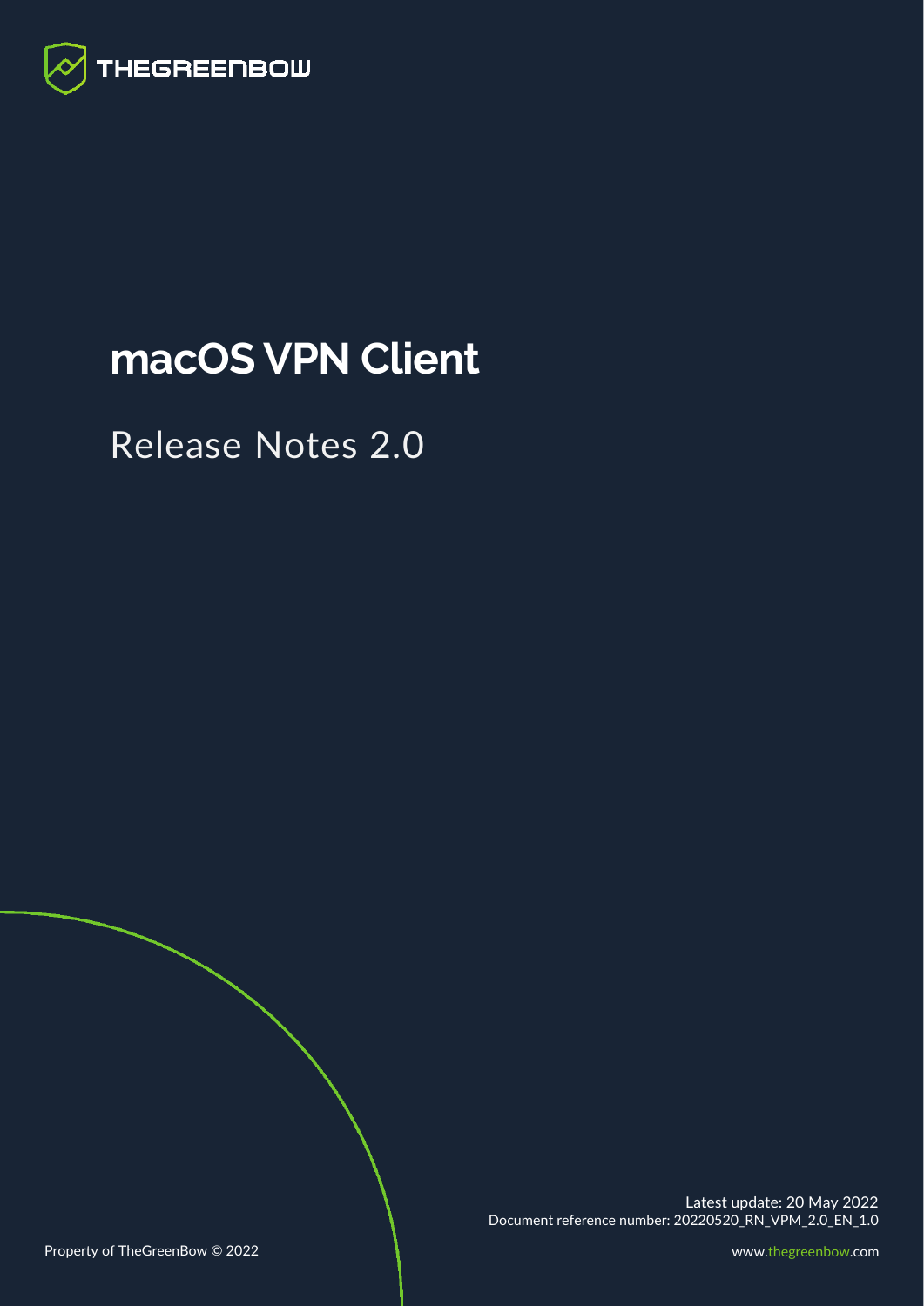THEGREENBOW

# macOS VPN Client

## Release Notes 2.0

Latest update: 20 May 2022
Document reference number: 20220520_RN_VPM_2.0_EN_1.0

Property of TheGreenBow © 2022

www.thegreenbow.com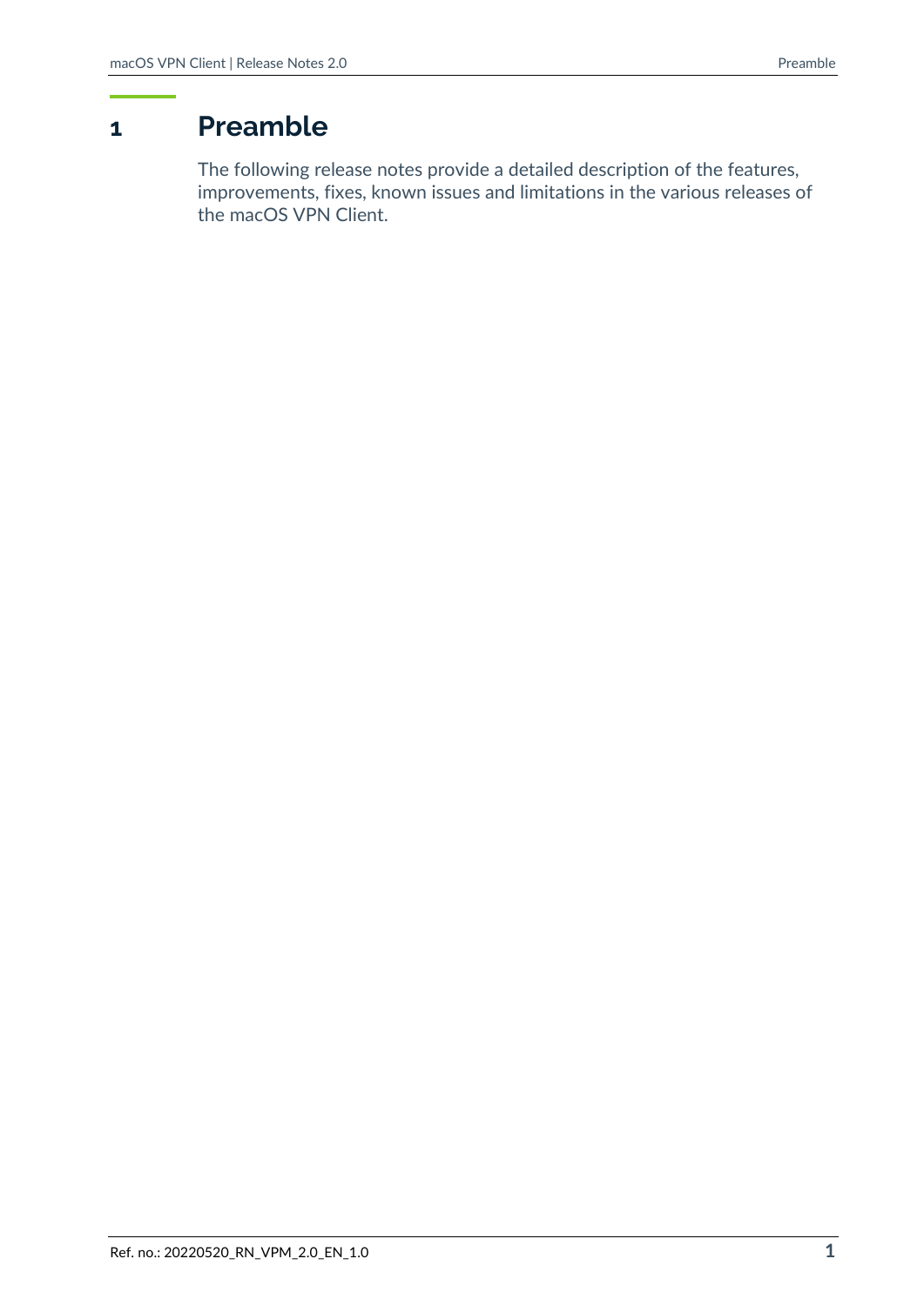# 1 Preamble

The following release notes provide a detailed description of the features, improvements, fixes, known issues and limitations in the various releases of the macOS VPN Client.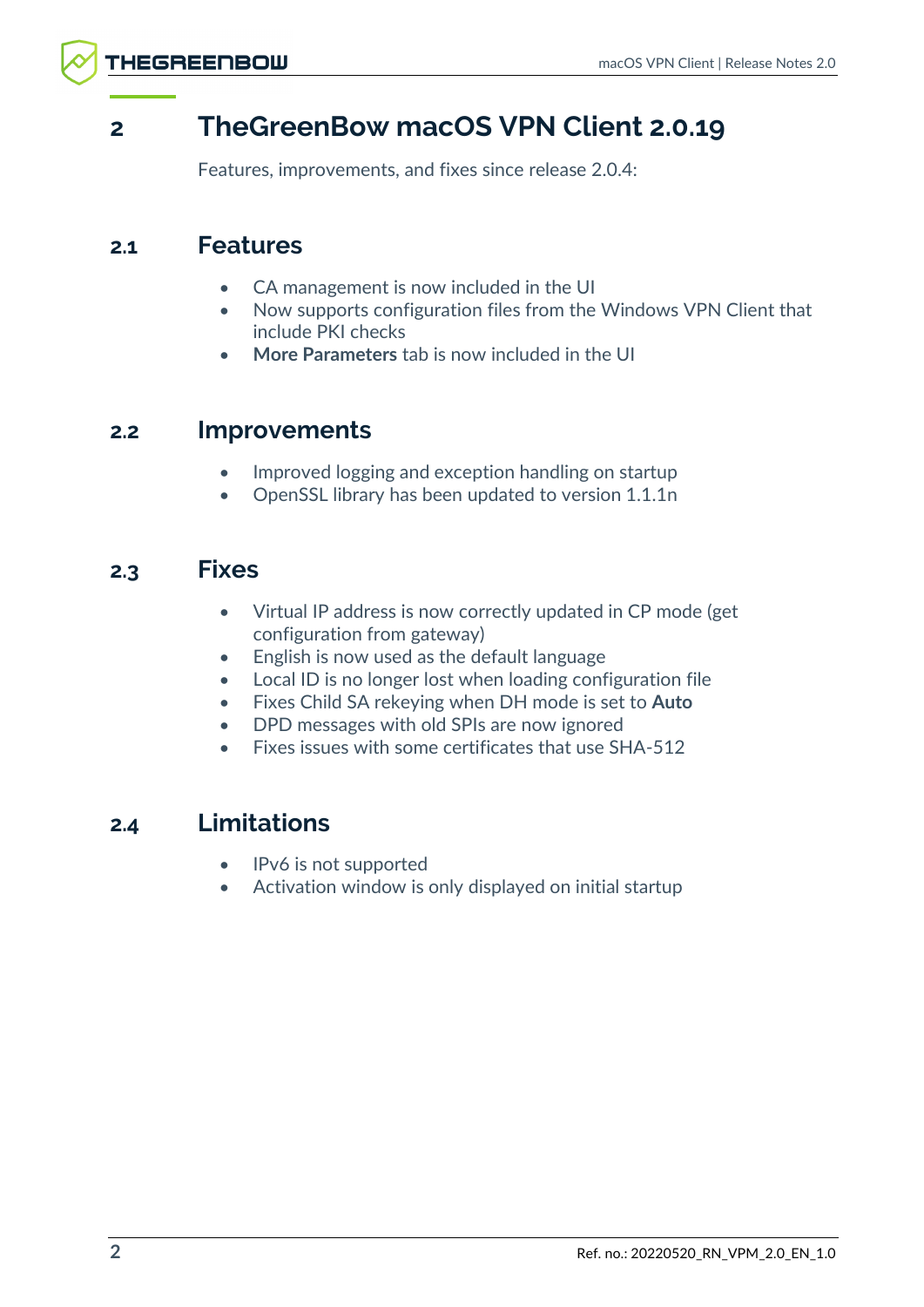# 2 TheGreenBow macOS VPN Client 2.0.19

Features, improvements, and fixes since release 2.0.4:

## 2.1 Features

- CA management is now included in the UI
- Now supports configuration files from the Windows VPN Client that include PKI checks
- **More Parameters** tab is now included in the UI

## 2.2 Improvements

- Improved logging and exception handling on startup
- OpenSSL library has been updated to version 1.1.1n

## 2.3 Fixes

- Virtual IP address is now correctly updated in CP mode (get configuration from gateway)
- English is now used as the default language
- Local ID is no longer lost when loading configuration file
- Fixes Child SA rekeying when DH mode is set to **Auto**
- DPD messages with old SPIs are now ignored
- Fixes issues with some certificates that use SHA-512

## 2.4 Limitations

- IPv6 is not supported
- Activation window is only displayed on initial startup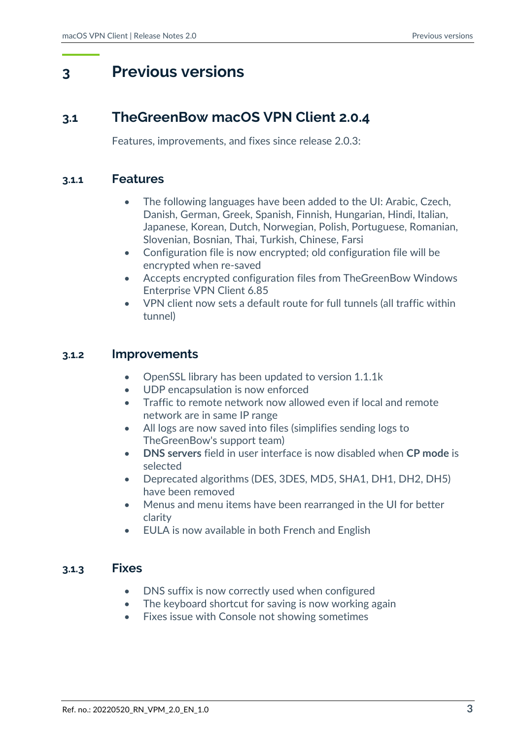# 3 Previous versions

## 3.1 TheGreenBow macOS VPN Client 2.0.4

Features, improvements, and fixes since release 2.0.3:

### 3.1.1 Features

- The following languages have been added to the UI: Arabic, Czech, Danish, German, Greek, Spanish, Finnish, Hungarian, Hindi, Italian, Japanese, Korean, Dutch, Norwegian, Polish, Portuguese, Romanian, Slovenian, Bosnian, Thai, Turkish, Chinese, Farsi
- Configuration file is now encrypted; old configuration file will be encrypted when re-saved
- Accepts encrypted configuration files from TheGreenBow Windows Enterprise VPN Client 6.85
- VPN client now sets a default route for full tunnels (all traffic within tunnel)

### 3.1.2 Improvements

- OpenSSL library has been updated to version 1.1.1k
- UDP encapsulation is now enforced
- Traffic to remote network now allowed even if local and remote network are in same IP range
- All logs are now saved into files (simplifies sending logs to TheGreenBow's support team)
- **DNS servers** field in user interface is now disabled when **CP mode** is selected
- Deprecated algorithms (DES, 3DES, MD5, SHA1, DH1, DH2, DH5) have been removed
- Menus and menu items have been rearranged in the UI for better clarity
- EULA is now available in both French and English

### 3.1.3 Fixes

- DNS suffix is now correctly used when configured
- The keyboard shortcut for saving is now working again
- Fixes issue with Console not showing sometimes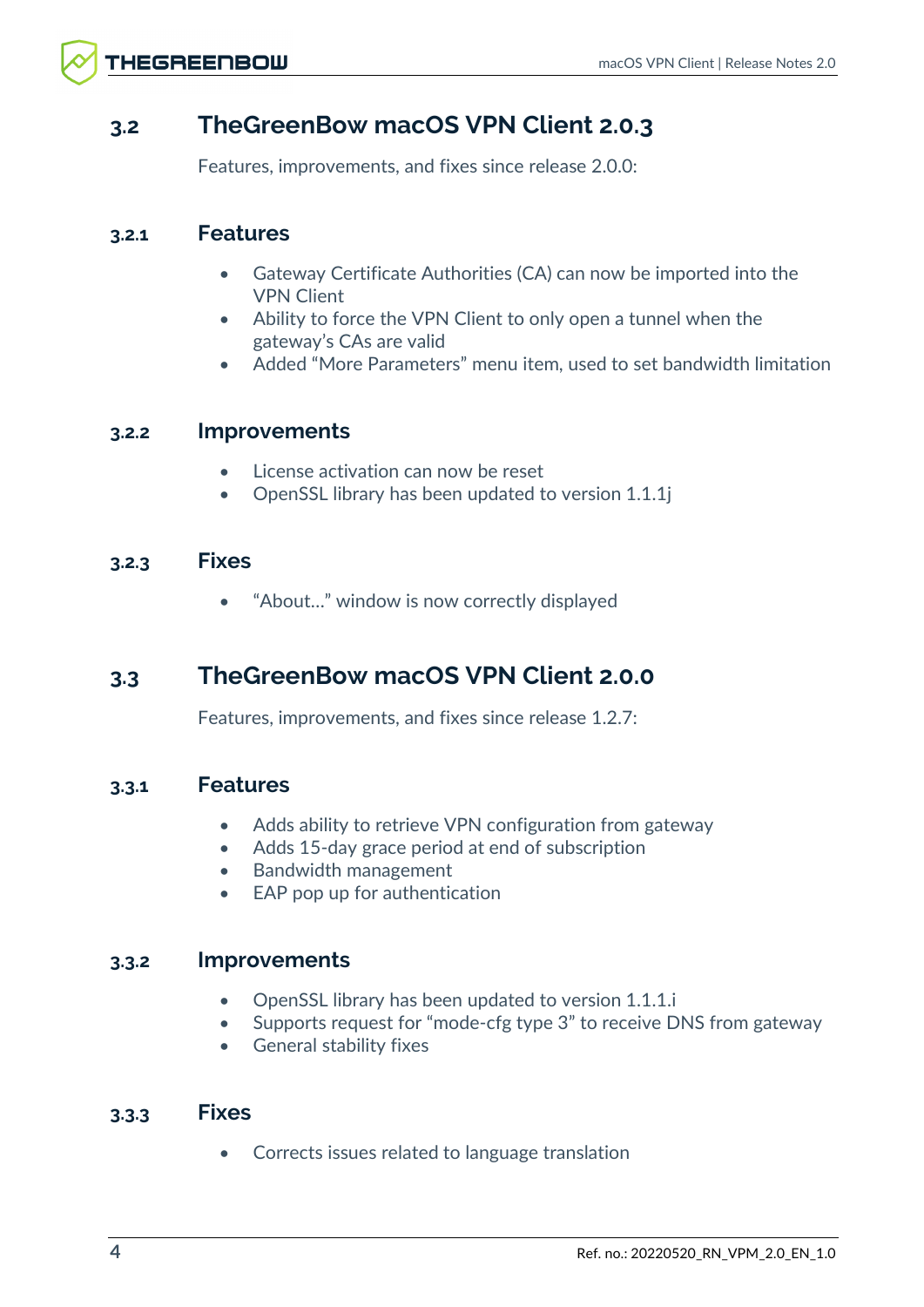## 3.2 TheGreenBow macOS VPN Client 2.0.3

Features, improvements, and fixes since release 2.0.0:

### 3.2.1 Features

- Gateway Certificate Authorities (CA) can now be imported into the VPN Client
- Ability to force the VPN Client to only open a tunnel when the gateway's CAs are valid
- Added "More Parameters" menu item, used to set bandwidth limitation

### 3.2.2 Improvements

- License activation can now be reset
- OpenSSL library has been updated to version 1.1.1j

### 3.2.3 Fixes

- "About…" window is now correctly displayed

## 3.3 TheGreenBow macOS VPN Client 2.0.0

Features, improvements, and fixes since release 1.2.7:

### 3.3.1 Features

- Adds ability to retrieve VPN configuration from gateway
- Adds 15-day grace period at end of subscription
- Bandwidth management
- EAP pop up for authentication

### 3.3.2 Improvements

- OpenSSL library has been updated to version 1.1.1.i
- Supports request for "mode-cfg type 3" to receive DNS from gateway
- General stability fixes

### 3.3.3 Fixes

- Corrects issues related to language translation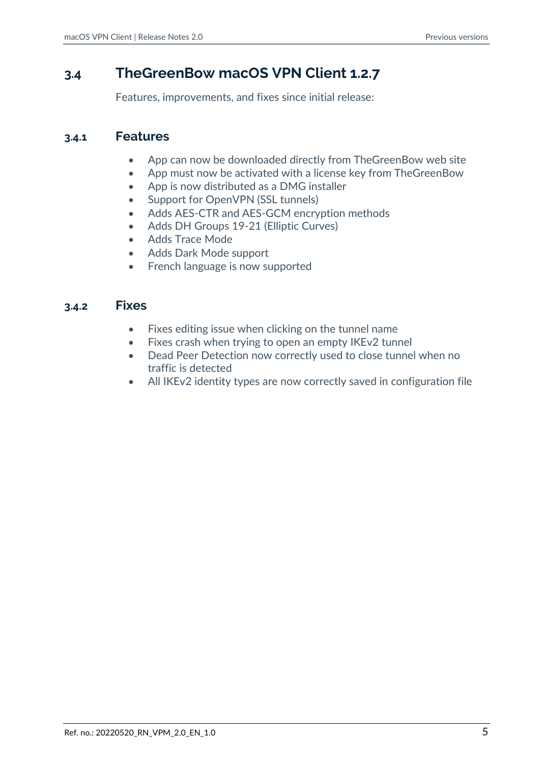## 3.4 TheGreenBow macOS VPN Client 1.2.7

Features, improvements, and fixes since initial release:

### 3.4.1 Features

- App can now be downloaded directly from TheGreenBow web site
- App must now be activated with a license key from TheGreenBow
- App is now distributed as a DMG installer
- Support for OpenVPN (SSL tunnels)
- Adds AES-CTR and AES-GCM encryption methods
- Adds DH Groups 19-21 (Elliptic Curves)
- Adds Trace Mode
- Adds Dark Mode support
- French language is now supported

### 3.4.2 Fixes

- Fixes editing issue when clicking on the tunnel name
- Fixes crash when trying to open an empty IKEv2 tunnel
- Dead Peer Detection now correctly used to close tunnel when no traffic is detected
- All IKEv2 identity types are now correctly saved in configuration file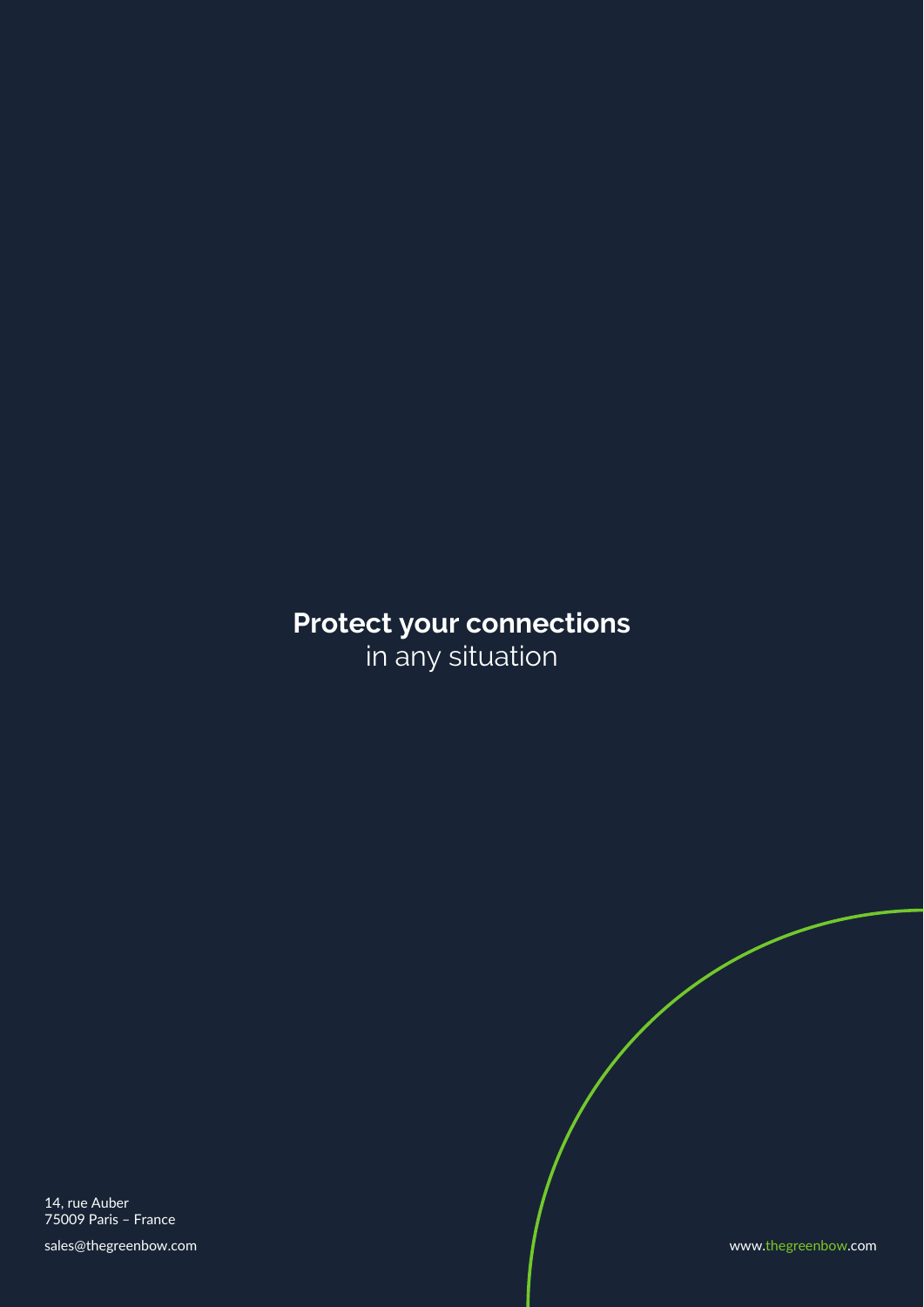**Protect your connections**
in any situation

14, rue Auber
75009 Paris – France

sales@thegreenbow.com

www.thegreenbow.com